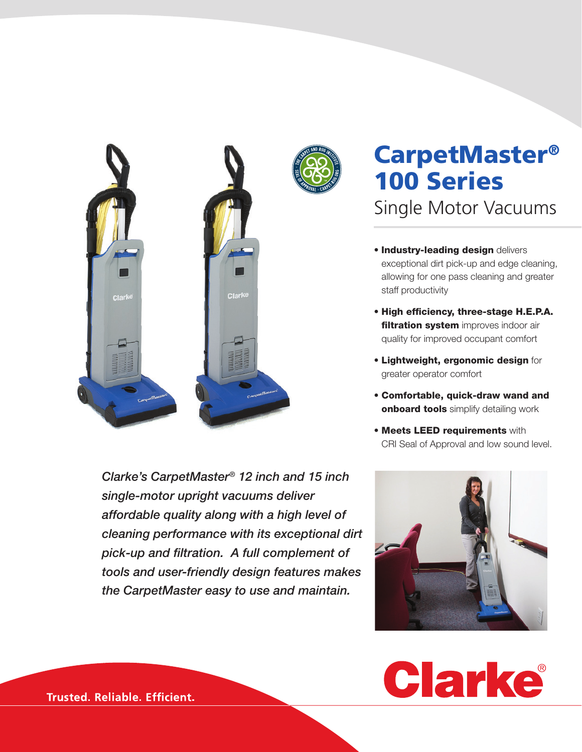# CarpetMaster® 100 Series

## Single Motor Vacuums

- **Industry-leading design** delivers exceptional dirt pick-up and edge cleaning, allowing for one pass cleaning and greater staff productivity
- **High efficiency, three-stage H.E.P.A. filtration system** improves indoor air quality for improved occupant comfort
- **Lightweight, ergonomic design** for greater operator comfort
- **Comfortable, quick-draw wand and onboard tools** simplify detailing work
- **Meets LEED requirements** with CRI Seal of Approval and low sound level.

*Clarke's CarpetMaster® 12 inch and 15 inch single-motor upright vacuums deliver affordable quality along with a high level of cleaning performance with its exceptional dirt pick-up and filtration. A full complement of tools and user-friendly design features makes the CarpetMaster easy to use and maintain.*

Clarke®

Trusted. Reliable. Efficient.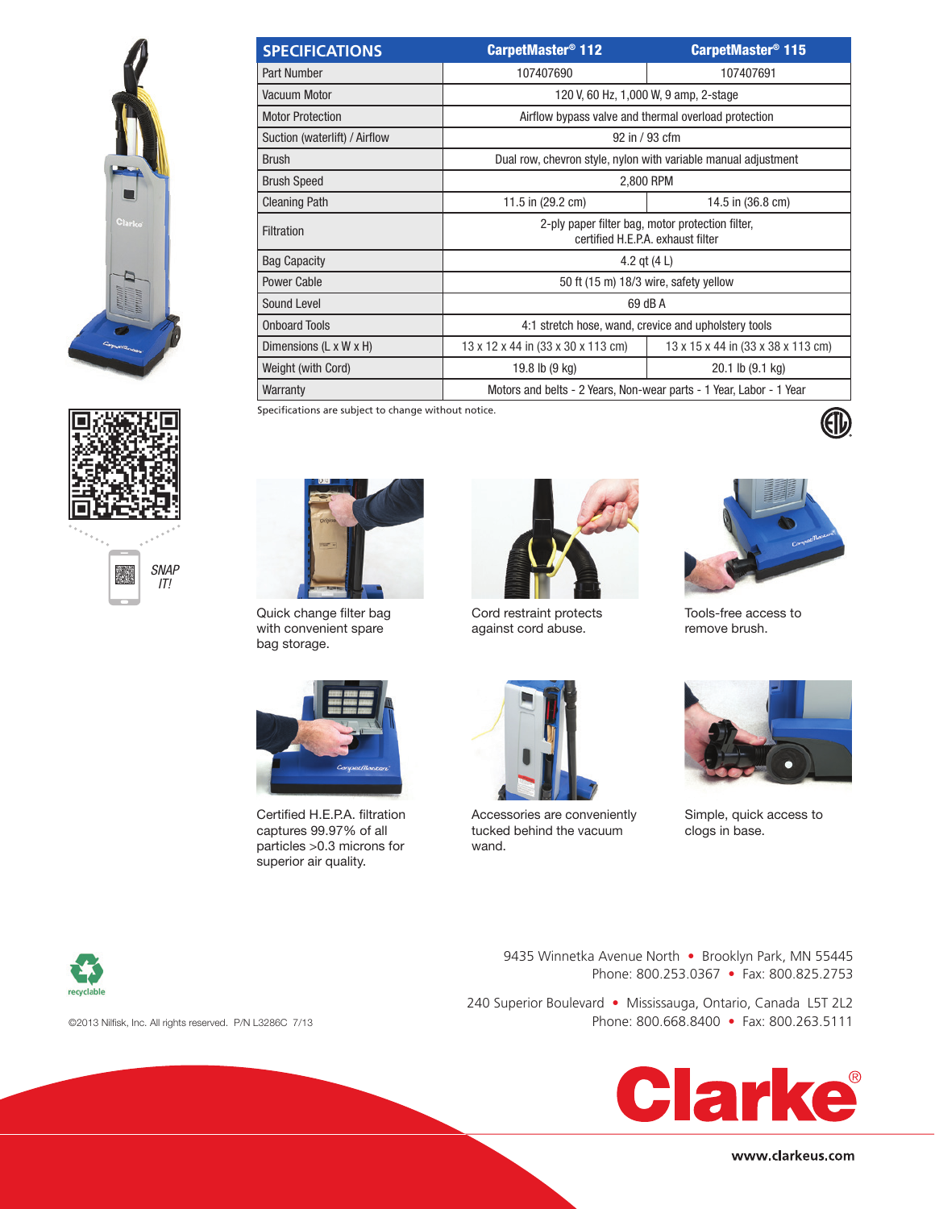| SPECIFICATIONS | CarpetMaster® 112 | CarpetMaster® 115 |
|---|---|---|
| Part Number | 107407690 | 107407691 |
| Vacuum Motor | 120 V, 60 Hz, 1,000 W, 9 amp, 2-stage | |
| Motor Protection | Airflow bypass valve and thermal overload protection | |
| Suction (waterlift) / Airflow | 92 in / 93 cfm | |
| Brush | Dual row, chevron style, nylon with variable manual adjustment | |
| Brush Speed | 2,800 RPM | |
| Cleaning Path | 11.5 in (29.2 cm) | 14.5 in (36.8 cm) |
| Filtration | 2-ply paper filter bag, motor protection filter, certified H.E.P.A. exhaust filter | |
| Bag Capacity | 4.2 qt (4 L) | |
| Power Cable | 50 ft (15 m) 18/3 wire, safety yellow | |
| Sound Level | 69 dB A | |
| Onboard Tools | 4:1 stretch hose, wand, crevice and upholstery tools | |
| Dimensions (L x W x H) | 13 x 12 x 44 in (33 x 30 x 113 cm) | 13 x 15 x 44 in (33 x 38 x 113 cm) |
| Weight (with Cord) | 19.8 lb (9 kg) | 20.1 lb (9.1 kg) |
| Warranty | Motors and belts - 2 Years, Non-wear parts - 1 Year, Labor - 1 Year | |

Specifications are subject to change without notice.

SNAP IT!

Quick change filter bag with convenient spare bag storage.

Cord restraint protects against cord abuse.

Tools-free access to remove brush.

Certified H.E.P.A. filtration captures 99.97% of all particles >0.3 microns for superior air quality.

Accessories are conveniently tucked behind the vacuum wand.

Simple, quick access to clogs in base.

recyclable

©2013 Nilfisk, Inc. All rights reserved. P/N L3286C 7/13

9435 Winnetka Avenue North • Brooklyn Park, MN 55445
Phone: 800.253.0367 • Fax: 800.825.2753

240 Superior Boulevard • Mississauga, Ontario, Canada L5T 2L2
Phone: 800.668.8400 • Fax: 800.263.5111

Clarke®

www.clarkeus.com